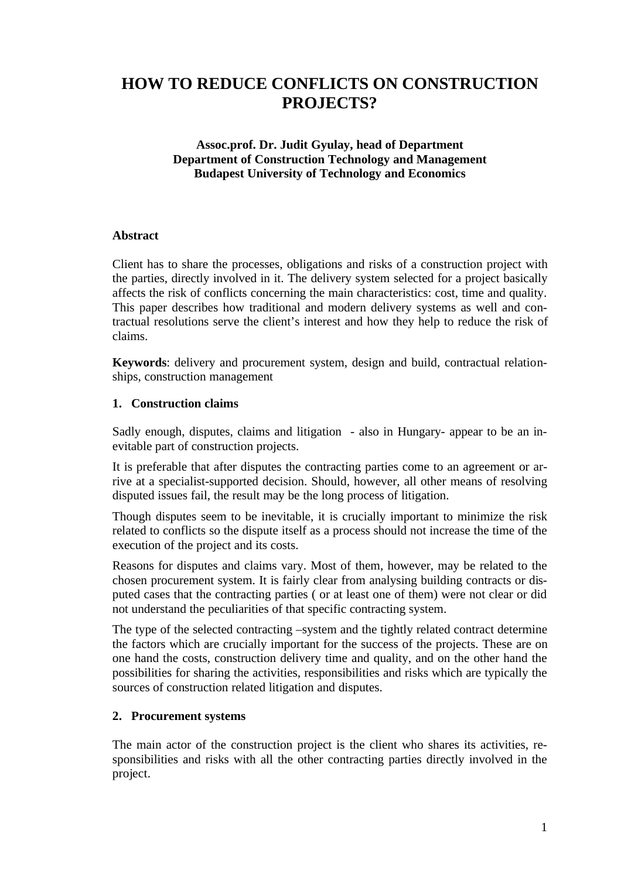# HOW TO REDUCE CONFLICTS ON CONSTRUCTION PROJECTS?

**Assoc.prof. Dr. Judit Gyulay, head of Department**
**Department of Construction Technology and Management**
**Budapest University of Technology and Economics**

### Abstract

Client has to share the processes, obligations and risks of a construction project with the parties, directly involved in it. The delivery system selected for a project basically affects the risk of conflicts concerning the main characteristics: cost, time and quality. This paper describes how traditional and modern delivery systems as well and contractual resolutions serve the client's interest and how they help to reduce the risk of claims.

**Keywords**: delivery and procurement system, design and build, contractual relationships, construction management

## 1. Construction claims

Sadly enough, disputes, claims and litigation - also in Hungary- appear to be an inevitable part of construction projects.

It is preferable that after disputes the contracting parties come to an agreement or arrive at a specialist-supported decision. Should, however, all other means of resolving disputed issues fail, the result may be the long process of litigation.

Though disputes seem to be inevitable, it is crucially important to minimize the risk related to conflicts so the dispute itself as a process should not increase the time of the execution of the project and its costs.

Reasons for disputes and claims vary. Most of them, however, may be related to the chosen procurement system. It is fairly clear from analysing building contracts or disputed cases that the contracting parties ( or at least one of them) were not clear or did not understand the peculiarities of that specific contracting system.

The type of the selected contracting –system and the tightly related contract determine the factors which are crucially important for the success of the projects. These are on one hand the costs, construction delivery time and quality, and on the other hand the possibilities for sharing the activities, responsibilities and risks which are typically the sources of construction related litigation and disputes.

## 2. Procurement systems

The main actor of the construction project is the client who shares its activities, responsibilities and risks with all the other contracting parties directly involved in the project.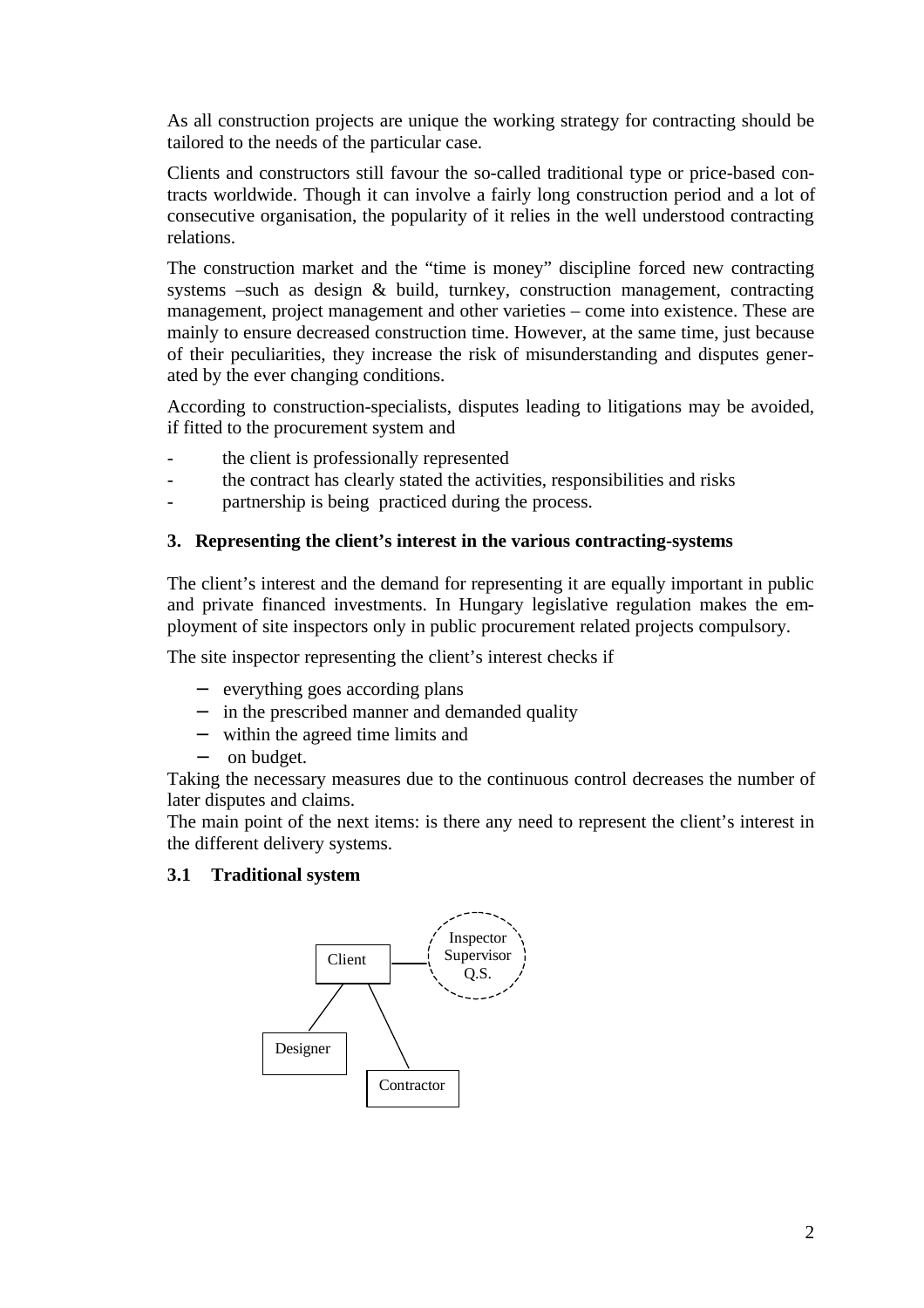As all construction projects are unique the working strategy for contracting should be tailored to the needs of the particular case.

Clients and constructors still favour the so-called traditional type or price-based contracts worldwide. Though it can involve a fairly long construction period and a lot of consecutive organisation, the popularity of it relies in the well understood contracting relations.

The construction market and the "time is money" discipline forced new contracting systems –such as design & build, turnkey, construction management, contracting management, project management and other varieties – come into existence. These are mainly to ensure decreased construction time. However, at the same time, just because of their peculiarities, they increase the risk of misunderstanding and disputes generated by the ever changing conditions.

According to construction-specialists, disputes leading to litigations may be avoided, if fitted to the procurement system and

- the client is professionally represented
- the contract has clearly stated the activities, responsibilities and risks
- partnership is being practiced during the process.

### 3. Representing the client's interest in the various contracting-systems

The client's interest and the demand for representing it are equally important in public and private financed investments. In Hungary legislative regulation makes the employment of site inspectors only in public procurement related projects compulsory.

The site inspector representing the client's interest checks if

- everything goes according plans
- in the prescribed manner and demanded quality
- within the agreed time limits and
- on budget.

Taking the necessary measures due to the continuous control decreases the number of later disputes and claims.

The main point of the next items: is there any need to represent the client's interest in the different delivery systems.

#### 3.1 Traditional system

Client — Inspector Supervisor Q.S.

Designer

Contractor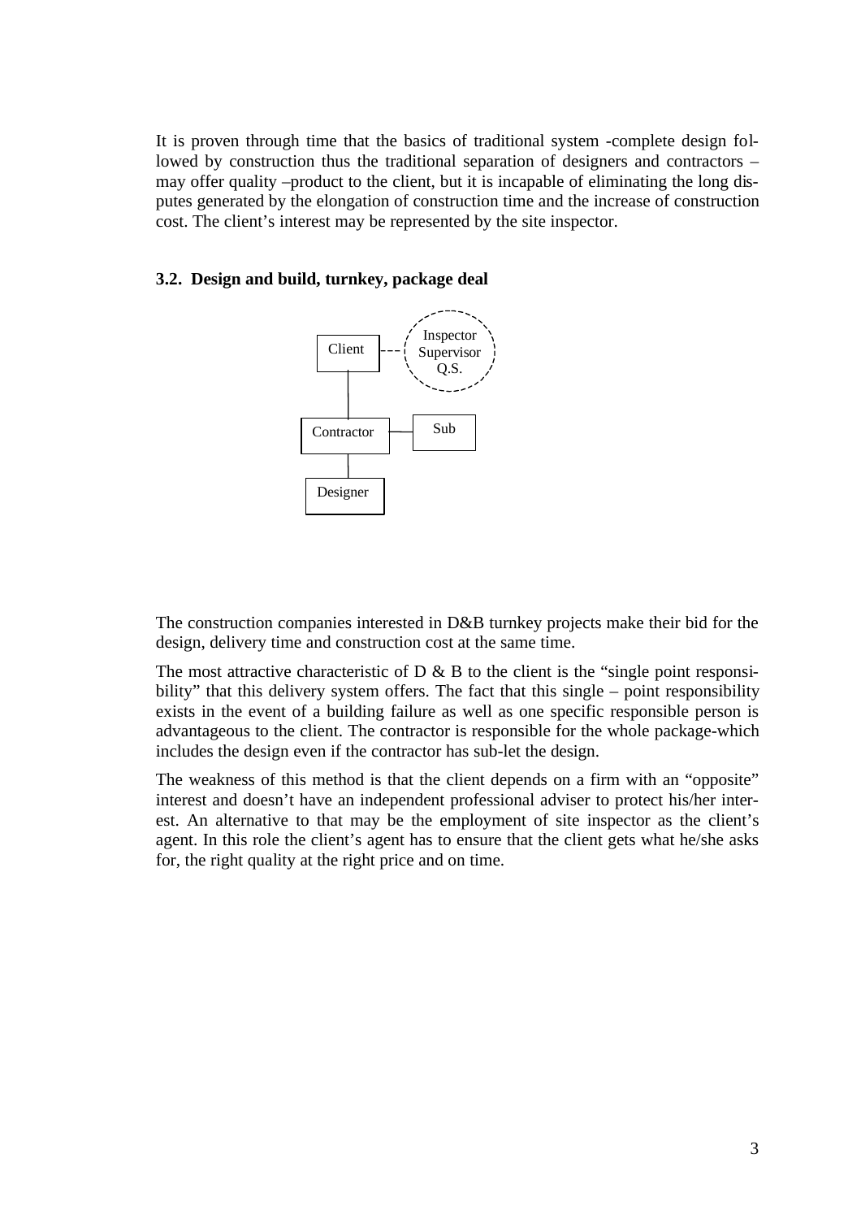It is proven through time that the basics of traditional system -complete design followed by construction thus the traditional separation of designers and contractors – may offer quality –product to the client, but it is incapable of eliminating the long disputes generated by the elongation of construction time and the increase of construction cost. The client's interest may be represented by the site inspector.

### 3.2. Design and build, turnkey, package deal

Client

Inspector
Supervisor
Q.S.

Contractor

Sub

Designer

The construction companies interested in D&B turnkey projects make their bid for the design, delivery time and construction cost at the same time.

The most attractive characteristic of D & B to the client is the "single point responsibility" that this delivery system offers. The fact that this single – point responsibility exists in the event of a building failure as well as one specific responsible person is advantageous to the client. The contractor is responsible for the whole package-which includes the design even if the contractor has sub-let the design.

The weakness of this method is that the client depends on a firm with an "opposite" interest and doesn't have an independent professional adviser to protect his/her interest. An alternative to that may be the employment of site inspector as the client's agent. In this role the client's agent has to ensure that the client gets what he/she asks for, the right quality at the right price and on time.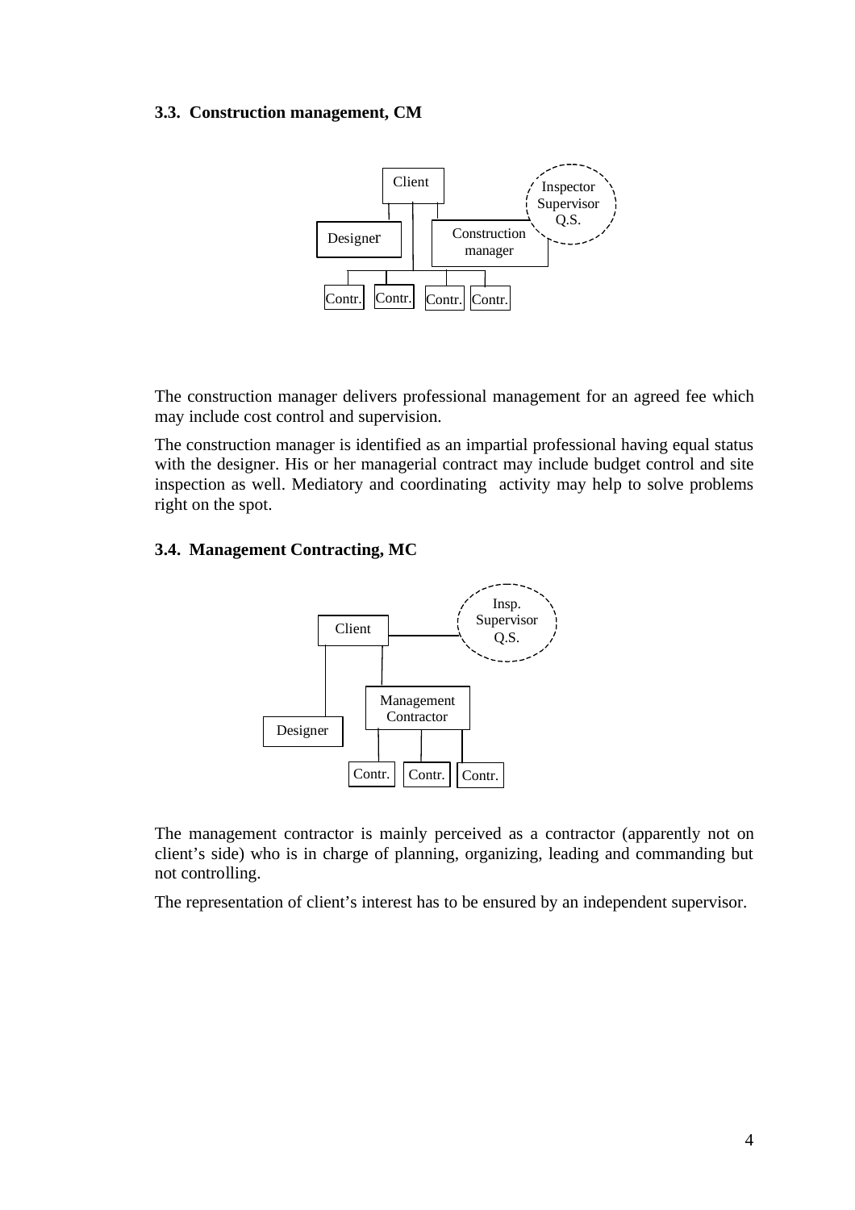### 3.3. Construction management, CM

The construction manager delivers professional management for an agreed fee which may include cost control and supervision.

The construction manager is identified as an impartial professional having equal status with the designer. His or her managerial contract may include budget control and site inspection as well. Mediatory and coordinating activity may help to solve problems right on the spot.

### 3.4. Management Contracting, MC

The management contractor is mainly perceived as a contractor (apparently not on client's side) who is in charge of planning, organizing, leading and commanding but not controlling.

The representation of client's interest has to be ensured by an independent supervisor.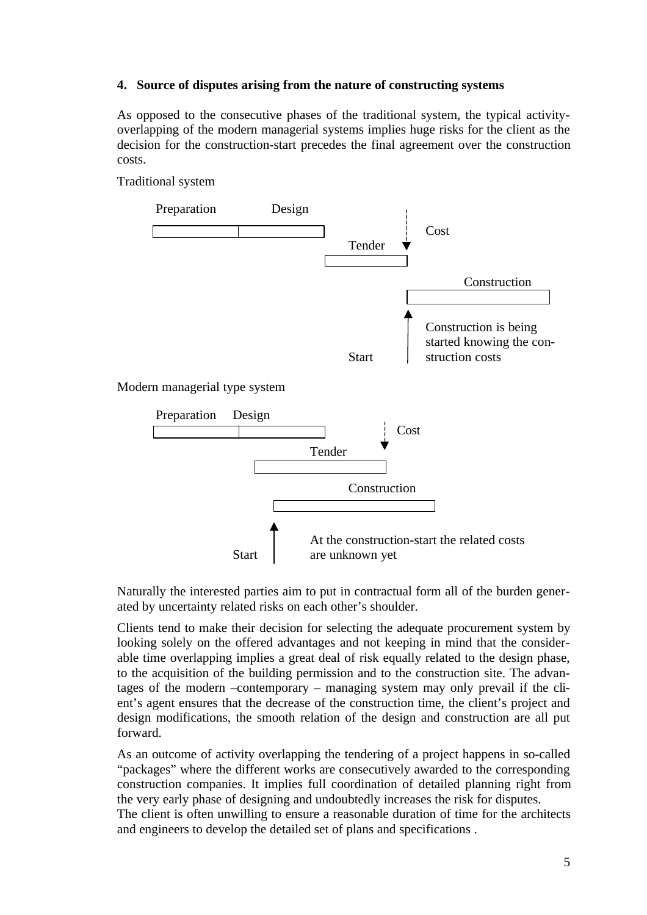## 4. Source of disputes arising from the nature of constructing systems

As opposed to the consecutive phases of the traditional system, the typical activity-overlapping of the modern managerial systems implies huge risks for the client as the decision for the construction-start precedes the final agreement over the construction costs.

Traditional system

Preparation Design

Tender

Cost

Construction

Start

Construction is being started knowing the construction costs

Modern managerial type system

Preparation Design

Cost

Tender

Construction

Start

At the construction-start the related costs are unknown yet

Naturally the interested parties aim to put in contractual form all of the burden generated by uncertainty related risks on each other's shoulder.

Clients tend to make their decision for selecting the adequate procurement system by looking solely on the offered advantages and not keeping in mind that the considerable time overlapping implies a great deal of risk equally related to the design phase, to the acquisition of the building permission and to the construction site. The advantages of the modern –contemporary – managing system may only prevail if the client's agent ensures that the decrease of the construction time, the client's project and design modifications, the smooth relation of the design and construction are all put forward.

As an outcome of activity overlapping the tendering of a project happens in so-called "packages" where the different works are consecutively awarded to the corresponding construction companies. It implies full coordination of detailed planning right from the very early phase of designing and undoubtedly increases the risk for disputes.
The client is often unwilling to ensure a reasonable duration of time for the architects and engineers to develop the detailed set of plans and specifications .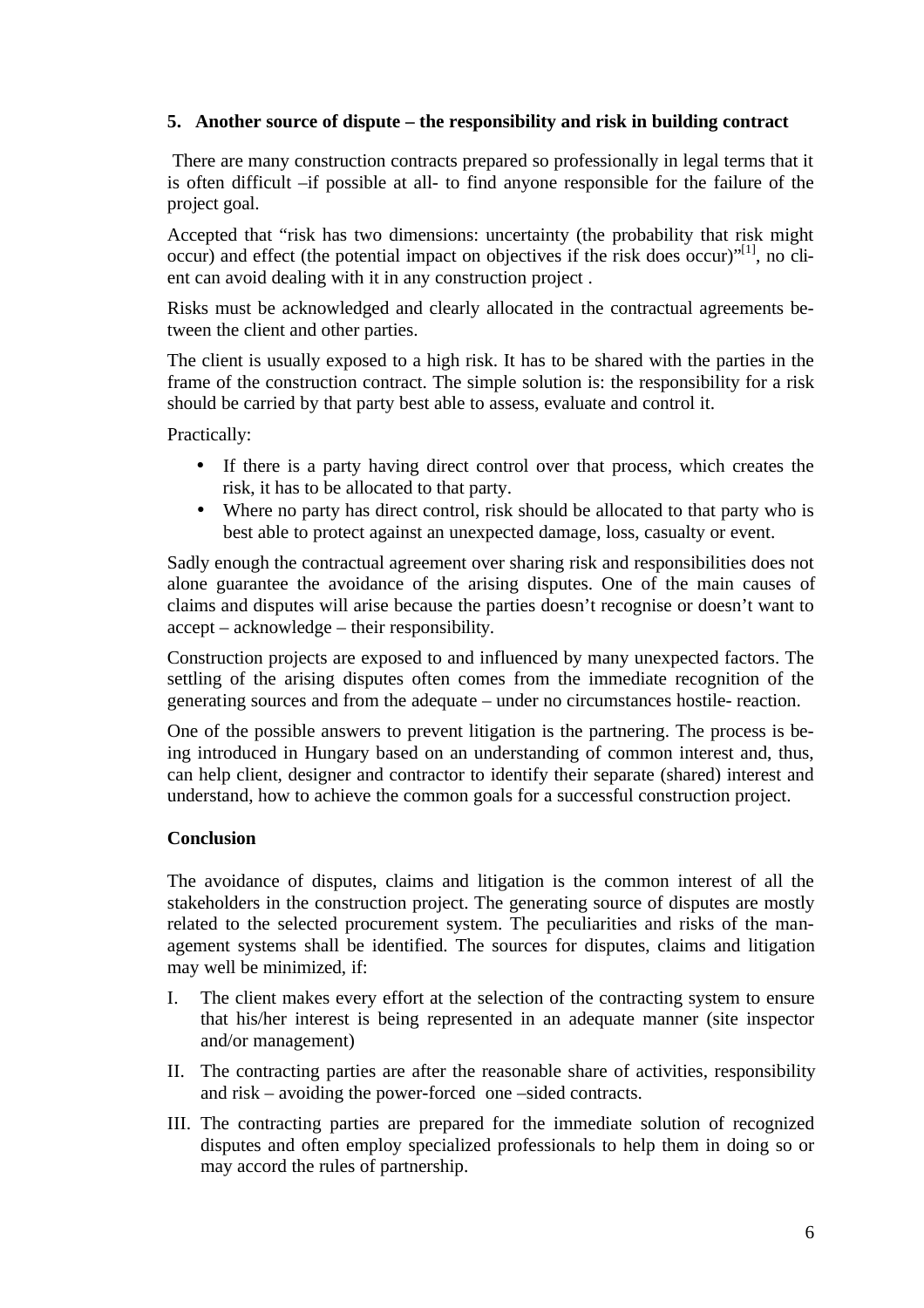**5. Another source of dispute – the responsibility and risk in building contract**

There are many construction contracts prepared so professionally in legal terms that it is often difficult –if possible at all- to find anyone responsible for the failure of the project goal.

Accepted that “risk has two dimensions: uncertainty (the probability that risk might occur) and effect (the potential impact on objectives if the risk does occur)”[1], no client can avoid dealing with it in any construction project .

Risks must be acknowledged and clearly allocated in the contractual agreements between the client and other parties.

The client is usually exposed to a high risk. It has to be shared with the parties in the frame of the construction contract. The simple solution is: the responsibility for a risk should be carried by that party best able to assess, evaluate and control it.

Practically:

- If there is a party having direct control over that process, which creates the risk, it has to be allocated to that party.
- Where no party has direct control, risk should be allocated to that party who is best able to protect against an unexpected damage, loss, casualty or event.

Sadly enough the contractual agreement over sharing risk and responsibilities does not alone guarantee the avoidance of the arising disputes. One of the main causes of claims and disputes will arise because the parties doesn’t recognise or doesn’t want to accept – acknowledge – their responsibility.

Construction projects are exposed to and influenced by many unexpected factors. The settling of the arising disputes often comes from the immediate recognition of the generating sources and from the adequate – under no circumstances hostile- reaction.

One of the possible answers to prevent litigation is the partnering. The process is being introduced in Hungary based on an understanding of common interest and, thus, can help client, designer and contractor to identify their separate (shared) interest and understand, how to achieve the common goals for a successful construction project.

**Conclusion**

The avoidance of disputes, claims and litigation is the common interest of all the stakeholders in the construction project. The generating source of disputes are mostly related to the selected procurement system. The peculiarities and risks of the management systems shall be identified. The sources for disputes, claims and litigation may well be minimized, if:

I. The client makes every effort at the selection of the contracting system to ensure that his/her interest is being represented in an adequate manner (site inspector and/or management)

II. The contracting parties are after the reasonable share of activities, responsibility and risk – avoiding the power-forced one –sided contracts.

III. The contracting parties are prepared for the immediate solution of recognized disputes and often employ specialized professionals to help them in doing so or may accord the rules of partnership.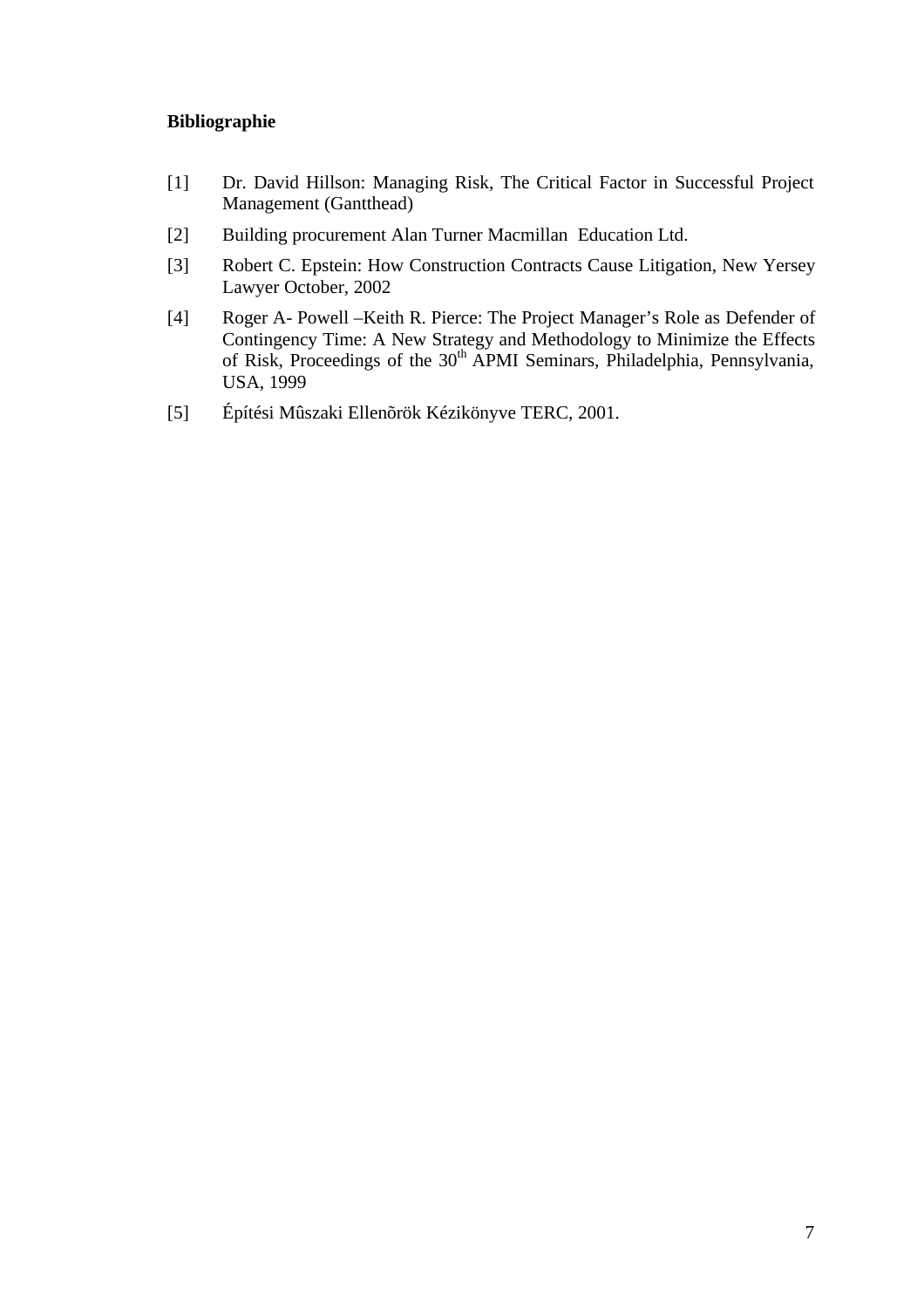**Bibliographie**

[1] Dr. David Hillson: Managing Risk, The Critical Factor in Successful Project Management (Gantthead)

[2] Building procurement Alan Turner Macmillan Education Ltd.

[3] Robert C. Epstein: How Construction Contracts Cause Litigation, New Yersey Lawyer October, 2002

[4] Roger A- Powell –Keith R. Pierce: The Project Manager's Role as Defender of Contingency Time: A New Strategy and Methodology to Minimize the Effects of Risk, Proceedings of the 30th APMI Seminars, Philadelphia, Pennsylvania, USA, 1999

[5] Építési Mûszaki Ellenõrök Kézikönyve TERC, 2001.